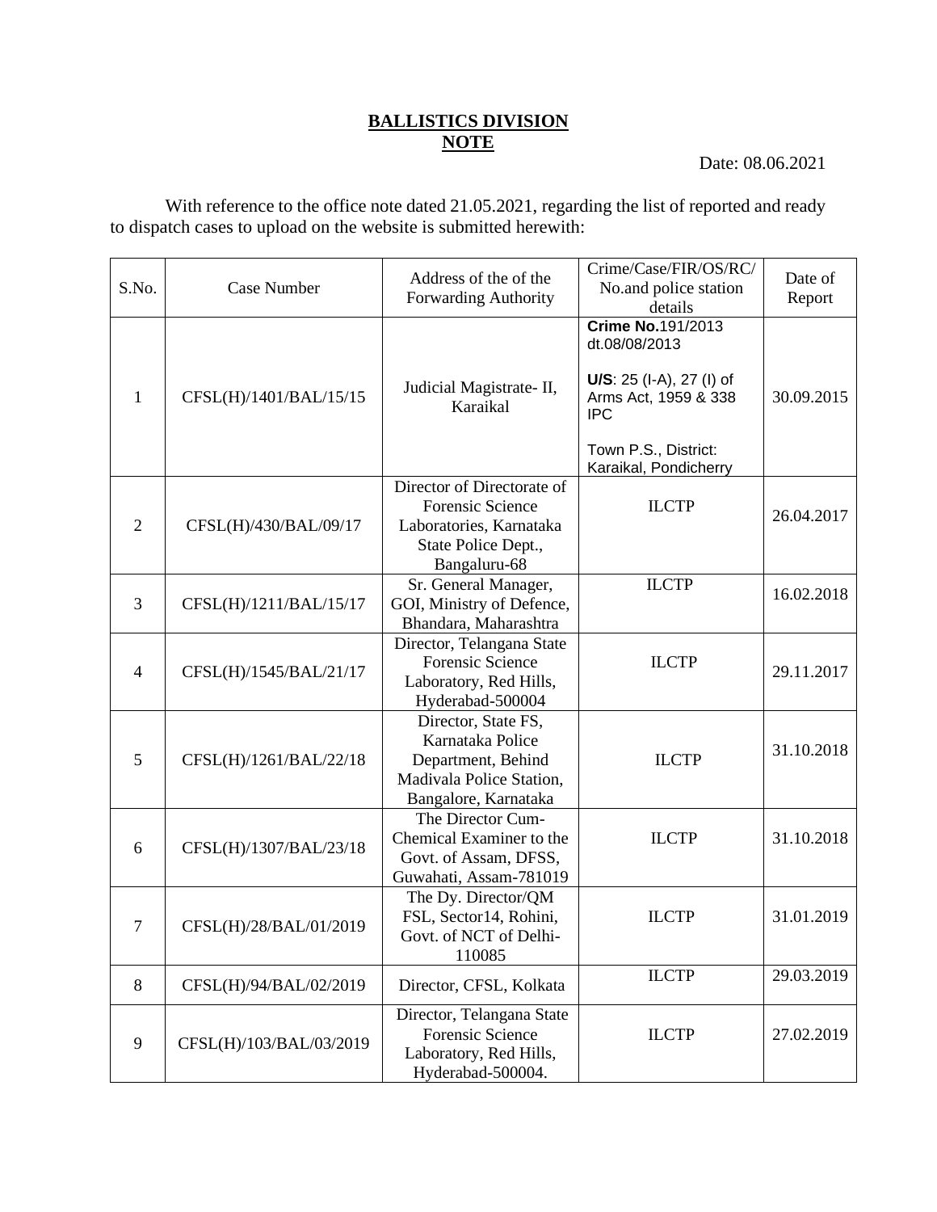**BALLISTICS DIVISION**
**NOTE**

Date: 08.06.2021

With reference to the office note dated 21.05.2021, regarding the list of reported and ready to dispatch cases to upload on the website is submitted herewith:

| S.No. | Case Number | Address of the of the Forwarding Authority | Crime/Case/FIR/OS/RC/ No.and police station details | Date of Report |
|---|---|---|---|---|
| 1 | CFSL(H)/1401/BAL/15/15 | Judicial Magistrate- II, Karaikal | **Crime No.**191/2013 dt.08/08/2013<br><br>**U/S**: 25 (I-A), 27 (I) of Arms Act, 1959 & 338 IPC<br><br>Town P.S., District: Karaikal, Pondicherry | 30.09.2015 |
| 2 | CFSL(H)/430/BAL/09/17 | Director of Directorate of Forensic Science Laboratories, Karnataka State Police Dept., Bangaluru-68 | ILCTP | 26.04.2017 |
| 3 | CFSL(H)/1211/BAL/15/17 | Sr. General Manager, GOI, Ministry of Defence, Bhandara, Maharashtra | ILCTP | 16.02.2018 |
| 4 | CFSL(H)/1545/BAL/21/17 | Director, Telangana State Forensic Science Laboratory, Red Hills, Hyderabad-500004 | ILCTP | 29.11.2017 |
| 5 | CFSL(H)/1261/BAL/22/18 | Director, State FS, Karnataka Police Department, Behind Madivala Police Station, Bangalore, Karnataka | ILCTP | 31.10.2018 |
| 6 | CFSL(H)/1307/BAL/23/18 | The Director Cum-Chemical Examiner to the Govt. of Assam, DFSS, Guwahati, Assam-781019 | ILCTP | 31.10.2018 |
| 7 | CFSL(H)/28/BAL/01/2019 | The Dy. Director/QM FSL, Sector14, Rohini, Govt. of NCT of Delhi-110085 | ILCTP | 31.01.2019 |
| 8 | CFSL(H)/94/BAL/02/2019 | Director, CFSL, Kolkata | ILCTP | 29.03.2019 |
| 9 | CFSL(H)/103/BAL/03/2019 | Director, Telangana State Forensic Science Laboratory, Red Hills, Hyderabad-500004. | ILCTP | 27.02.2019 |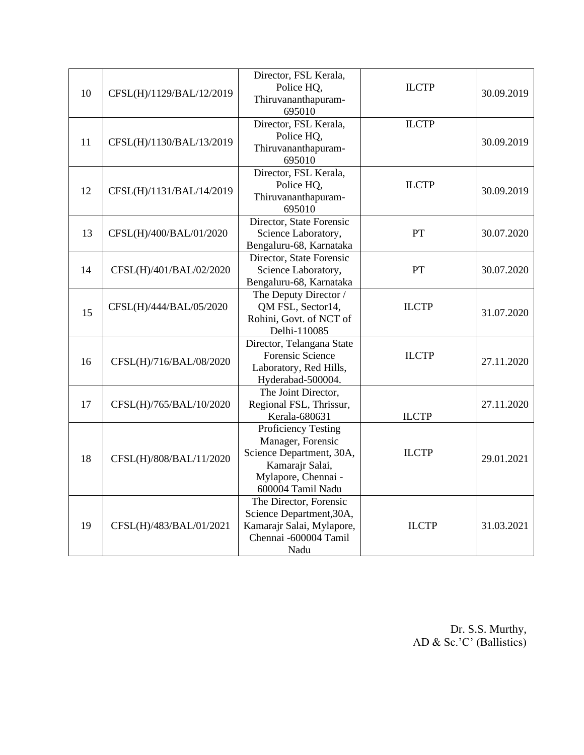| | | | | |
|---|---|---|---|---|
| 10 | CFSL(H)/1129/BAL/12/2019 | Director, FSL Kerala, Police HQ, Thiruvananthapuram-695010 | ILCTP | 30.09.2019 |
| 11 | CFSL(H)/1130/BAL/13/2019 | Director, FSL Kerala, Police HQ, Thiruvananthapuram-695010 | ILCTP | 30.09.2019 |
| 12 | CFSL(H)/1131/BAL/14/2019 | Director, FSL Kerala, Police HQ, Thiruvananthapuram-695010 | ILCTP | 30.09.2019 |
| 13 | CFSL(H)/400/BAL/01/2020 | Director, State Forensic Science Laboratory, Bengaluru-68, Karnataka | PT | 30.07.2020 |
| 14 | CFSL(H)/401/BAL/02/2020 | Director, State Forensic Science Laboratory, Bengaluru-68, Karnataka | PT | 30.07.2020 |
| 15 | CFSL(H)/444/BAL/05/2020 | The Deputy Director / QM FSL, Sector14, Rohini, Govt. of NCT of Delhi-110085 | ILCTP | 31.07.2020 |
| 16 | CFSL(H)/716/BAL/08/2020 | Director, Telangana State Forensic Science Laboratory, Red Hills, Hyderabad-500004. | ILCTP | 27.11.2020 |
| 17 | CFSL(H)/765/BAL/10/2020 | The Joint Director, Regional FSL, Thrissur, Kerala-680631 | ILCTP | 27.11.2020 |
| 18 | CFSL(H)/808/BAL/11/2020 | Proficiency Testing Manager, Forensic Science Department, 30A, Kamarajr Salai, Mylapore, Chennai - 600004 Tamil Nadu | ILCTP | 29.01.2021 |
| 19 | CFSL(H)/483/BAL/01/2021 | The Director, Forensic Science Department,30A, Kamarajr Salai, Mylapore, Chennai -600004 Tamil Nadu | ILCTP | 31.03.2021 |

Dr. S.S. Murthy,
AD & Sc.'C' (Ballistics)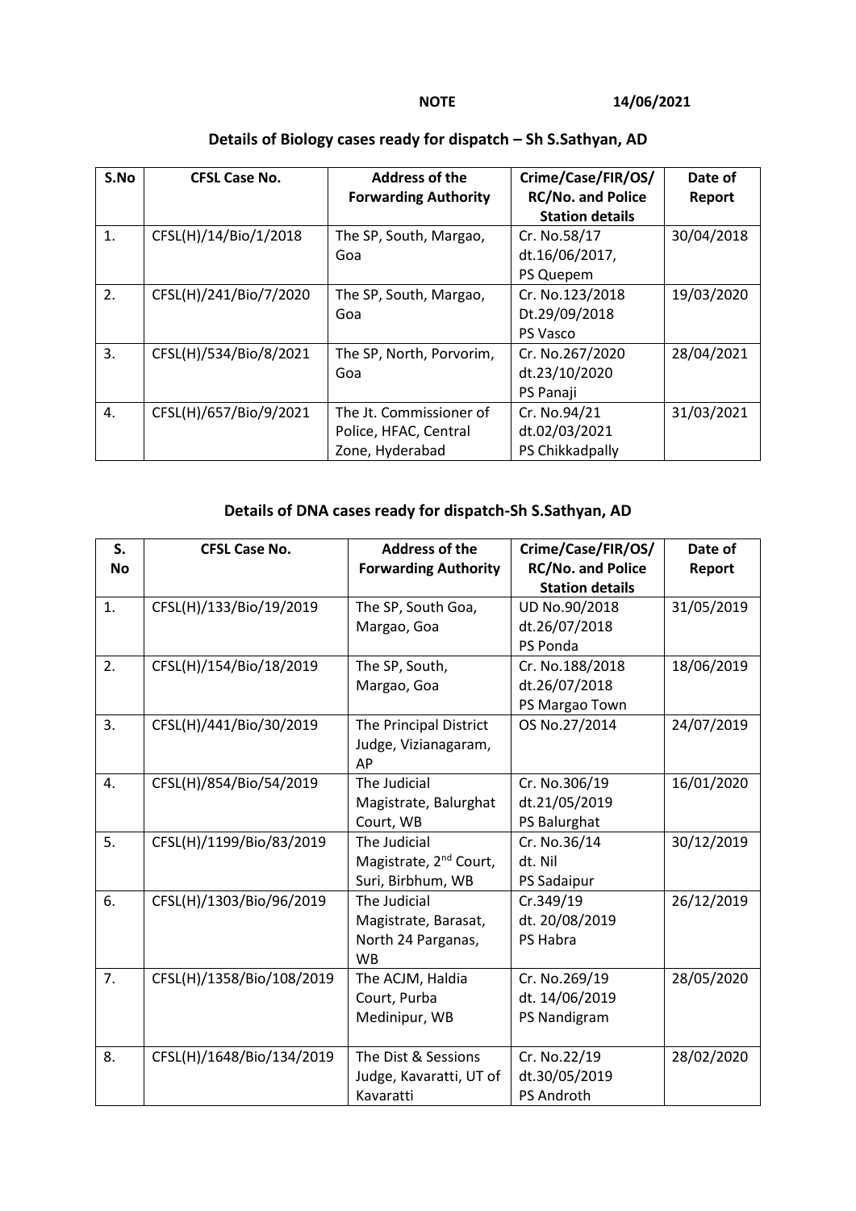**NOTE** **14/06/2021**

## Details of Biology cases ready for dispatch – Sh S.Sathyan, AD

| S.No | CFSL Case No. | Address of the Forwarding Authority | Crime/Case/FIR/OS/ RC/No. and Police Station details | Date of Report |
|---|---|---|---|---|
| 1. | CFSL(H)/14/Bio/1/2018 | The SP, South, Margao, Goa | Cr. No.58/17 dt.16/06/2017, PS Quepem | 30/04/2018 |
| 2. | CFSL(H)/241/Bio/7/2020 | The SP, South, Margao, Goa | Cr. No.123/2018 Dt.29/09/2018 PS Vasco | 19/03/2020 |
| 3. | CFSL(H)/534/Bio/8/2021 | The SP, North, Porvorim, Goa | Cr. No.267/2020 dt.23/10/2020 PS Panaji | 28/04/2021 |
| 4. | CFSL(H)/657/Bio/9/2021 | The Jt. Commissioner of Police, HFAC, Central Zone, Hyderabad | Cr. No.94/21 dt.02/03/2021 PS Chikkadpally | 31/03/2021 |

## Details of DNA cases ready for dispatch-Sh S.Sathyan, AD

| S. No | CFSL Case No. | Address of the Forwarding Authority | Crime/Case/FIR/OS/ RC/No. and Police Station details | Date of Report |
|---|---|---|---|---|
| 1. | CFSL(H)/133/Bio/19/2019 | The SP, South Goa, Margao, Goa | UD No.90/2018 dt.26/07/2018 PS Ponda | 31/05/2019 |
| 2. | CFSL(H)/154/Bio/18/2019 | The SP, South, Margao, Goa | Cr. No.188/2018 dt.26/07/2018 PS Margao Town | 18/06/2019 |
| 3. | CFSL(H)/441/Bio/30/2019 | The Principal District Judge, Vizianagaram, AP | OS No.27/2014 | 24/07/2019 |
| 4. | CFSL(H)/854/Bio/54/2019 | The Judicial Magistrate, Balurghat Court, WB | Cr. No.306/19 dt.21/05/2019 PS Balurghat | 16/01/2020 |
| 5. | CFSL(H)/1199/Bio/83/2019 | The Judicial Magistrate, 2nd Court, Suri, Birbhum, WB | Cr. No.36/14 dt. Nil PS Sadaipur | 30/12/2019 |
| 6. | CFSL(H)/1303/Bio/96/2019 | The Judicial Magistrate, Barasat, North 24 Parganas, WB | Cr.349/19 dt. 20/08/2019 PS Habra | 26/12/2019 |
| 7. | CFSL(H)/1358/Bio/108/2019 | The ACJM, Haldia Court, Purba Medinipur, WB | Cr. No.269/19 dt. 14/06/2019 PS Nandigram | 28/05/2020 |
| 8. | CFSL(H)/1648/Bio/134/2019 | The Dist & Sessions Judge, Kavaratti, UT of Kavaratti | Cr. No.22/19 dt.30/05/2019 PS Androth | 28/02/2020 |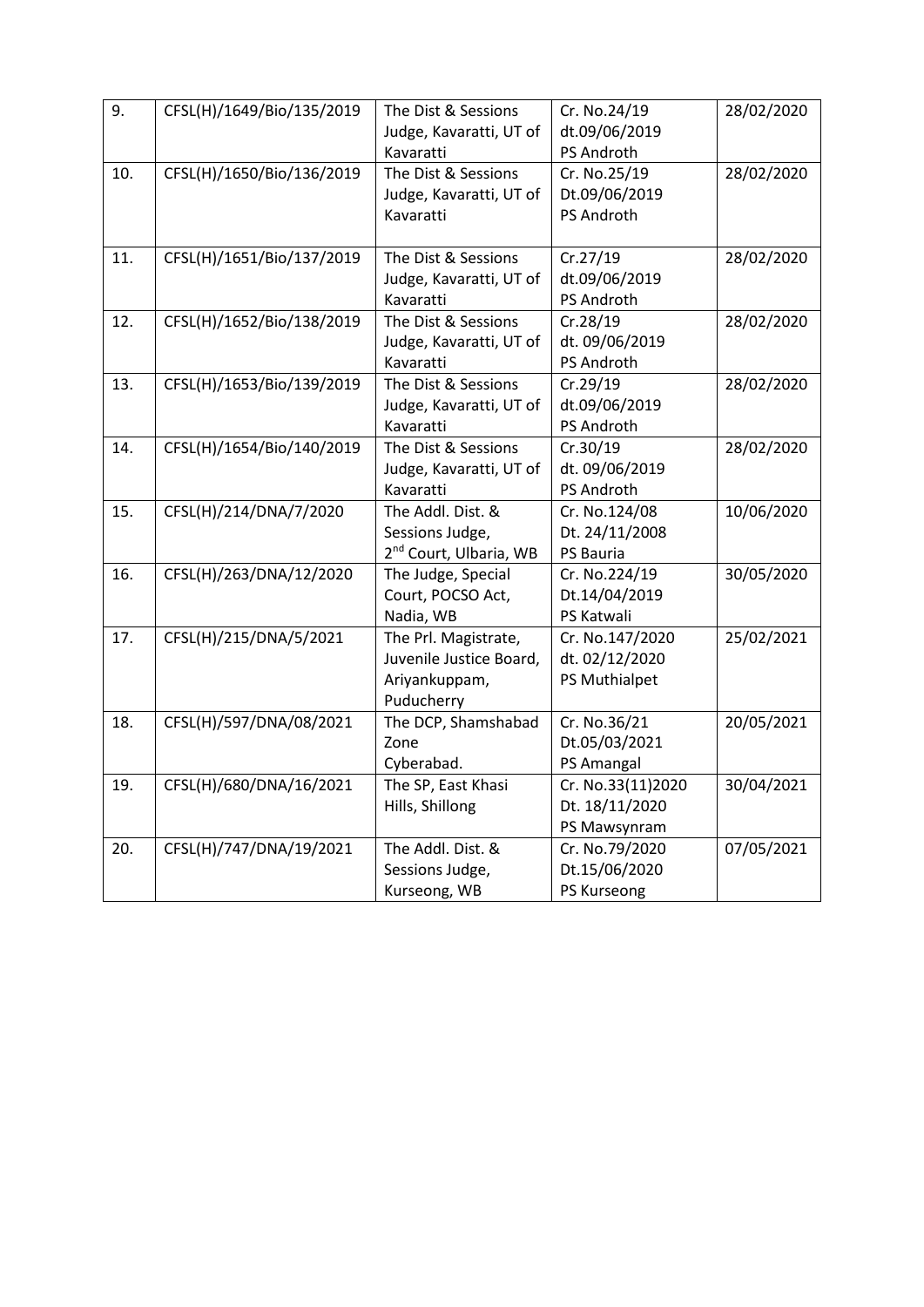| | | | | |
|---|---|---|---|---|
| 9. | CFSL(H)/1649/Bio/135/2019 | The Dist & Sessions Judge, Kavaratti, UT of Kavaratti | Cr. No.24/19 dt.09/06/2019 PS Androth | 28/02/2020 |
| 10. | CFSL(H)/1650/Bio/136/2019 | The Dist & Sessions Judge, Kavaratti, UT of Kavaratti | Cr. No.25/19 Dt.09/06/2019 PS Androth | 28/02/2020 |
| 11. | CFSL(H)/1651/Bio/137/2019 | The Dist & Sessions Judge, Kavaratti, UT of Kavaratti | Cr.27/19 dt.09/06/2019 PS Androth | 28/02/2020 |
| 12. | CFSL(H)/1652/Bio/138/2019 | The Dist & Sessions Judge, Kavaratti, UT of Kavaratti | Cr.28/19 dt. 09/06/2019 PS Androth | 28/02/2020 |
| 13. | CFSL(H)/1653/Bio/139/2019 | The Dist & Sessions Judge, Kavaratti, UT of Kavaratti | Cr.29/19 dt.09/06/2019 PS Androth | 28/02/2020 |
| 14. | CFSL(H)/1654/Bio/140/2019 | The Dist & Sessions Judge, Kavaratti, UT of Kavaratti | Cr.30/19 dt. 09/06/2019 PS Androth | 28/02/2020 |
| 15. | CFSL(H)/214/DNA/7/2020 | The Addl. Dist. & Sessions Judge, 2nd Court, Ulbaria, WB | Cr. No.124/08 Dt. 24/11/2008 PS Bauria | 10/06/2020 |
| 16. | CFSL(H)/263/DNA/12/2020 | The Judge, Special Court, POCSO Act, Nadia, WB | Cr. No.224/19 Dt.14/04/2019 PS Katwali | 30/05/2020 |
| 17. | CFSL(H)/215/DNA/5/2021 | The Prl. Magistrate, Juvenile Justice Board, Ariyankuppam, Puducherry | Cr. No.147/2020 dt. 02/12/2020 PS Muthialpet | 25/02/2021 |
| 18. | CFSL(H)/597/DNA/08/2021 | The DCP, Shamshabad Zone Cyberabad. | Cr. No.36/21 Dt.05/03/2021 PS Amangal | 20/05/2021 |
| 19. | CFSL(H)/680/DNA/16/2021 | The SP, East Khasi Hills, Shillong | Cr. No.33(11)2020 Dt. 18/11/2020 PS Mawsynram | 30/04/2021 |
| 20. | CFSL(H)/747/DNA/19/2021 | The Addl. Dist. & Sessions Judge, Kurseong, WB | Cr. No.79/2020 Dt.15/06/2020 PS Kurseong | 07/05/2021 |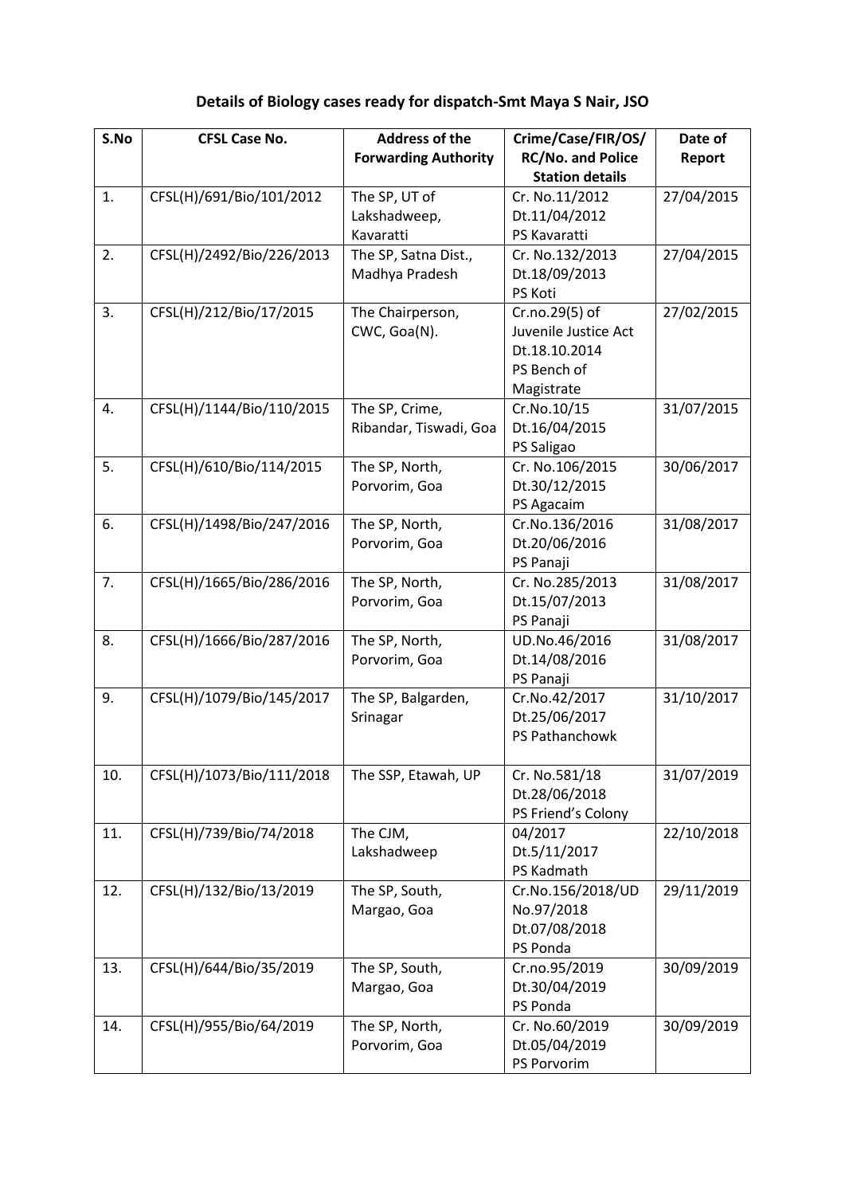**Details of Biology cases ready for dispatch-Smt Maya S Nair, JSO**

| S.No | CFSL Case No. | Address of the Forwarding Authority | Crime/Case/FIR/OS/ RC/No. and Police Station details | Date of Report |
|---|---|---|---|---|
| 1. | CFSL(H)/691/Bio/101/2012 | The SP, UT of Lakshadweep, Kavaratti | Cr. No.11/2012 Dt.11/04/2012 PS Kavaratti | 27/04/2015 |
| 2. | CFSL(H)/2492/Bio/226/2013 | The SP, Satna Dist., Madhya Pradesh | Cr. No.132/2013 Dt.18/09/2013 PS Koti | 27/04/2015 |
| 3. | CFSL(H)/212/Bio/17/2015 | The Chairperson, CWC, Goa(N). | Cr.no.29(5) of Juvenile Justice Act Dt.18.10.2014 PS Bench of Magistrate | 27/02/2015 |
| 4. | CFSL(H)/1144/Bio/110/2015 | The SP, Crime, Ribandar, Tiswadi, Goa | Cr.No.10/15 Dt.16/04/2015 PS Saligao | 31/07/2015 |
| 5. | CFSL(H)/610/Bio/114/2015 | The SP, North, Porvorim, Goa | Cr. No.106/2015 Dt.30/12/2015 PS Agacaim | 30/06/2017 |
| 6. | CFSL(H)/1498/Bio/247/2016 | The SP, North, Porvorim, Goa | Cr.No.136/2016 Dt.20/06/2016 PS Panaji | 31/08/2017 |
| 7. | CFSL(H)/1665/Bio/286/2016 | The SP, North, Porvorim, Goa | Cr. No.285/2013 Dt.15/07/2013 PS Panaji | 31/08/2017 |
| 8. | CFSL(H)/1666/Bio/287/2016 | The SP, North, Porvorim, Goa | UD.No.46/2016 Dt.14/08/2016 PS Panaji | 31/08/2017 |
| 9. | CFSL(H)/1079/Bio/145/2017 | The SP, Balgarden, Srinagar | Cr.No.42/2017 Dt.25/06/2017 PS Pathanchowk | 31/10/2017 |
| 10. | CFSL(H)/1073/Bio/111/2018 | The SSP, Etawah, UP | Cr. No.581/18 Dt.28/06/2018 PS Friend's Colony | 31/07/2019 |
| 11. | CFSL(H)/739/Bio/74/2018 | The CJM, Lakshadweep | 04/2017 Dt.5/11/2017 PS Kadmath | 22/10/2018 |
| 12. | CFSL(H)/132/Bio/13/2019 | The SP, South, Margao, Goa | Cr.No.156/2018/UD No.97/2018 Dt.07/08/2018 PS Ponda | 29/11/2019 |
| 13. | CFSL(H)/644/Bio/35/2019 | The SP, South, Margao, Goa | Cr.no.95/2019 Dt.30/04/2019 PS Ponda | 30/09/2019 |
| 14. | CFSL(H)/955/Bio/64/2019 | The SP, North, Porvorim, Goa | Cr. No.60/2019 Dt.05/04/2019 PS Porvorim | 30/09/2019 |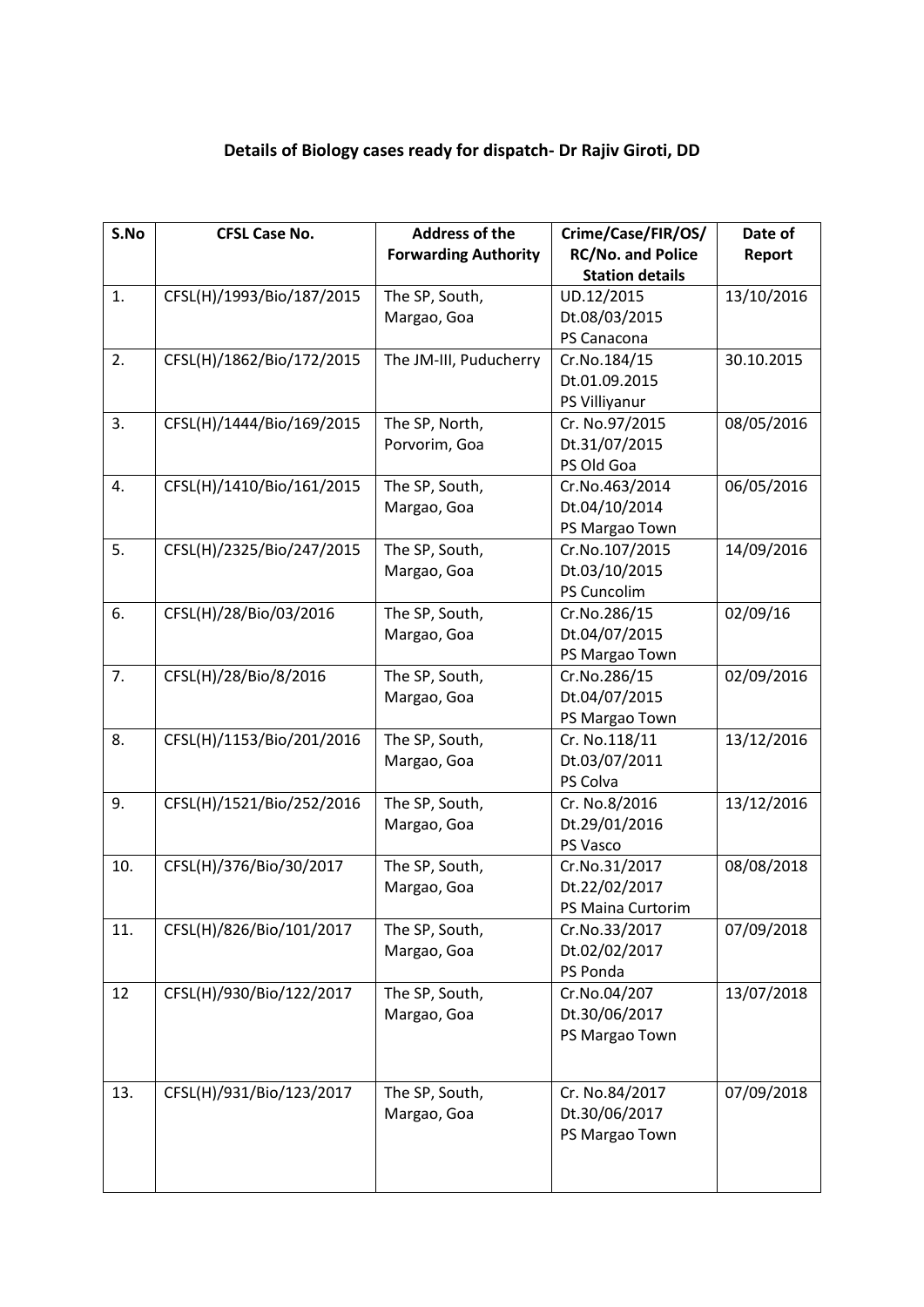**Details of Biology cases ready for dispatch- Dr Rajiv Giroti, DD**

| S.No | CFSL Case No. | Address of the Forwarding Authority | Crime/Case/FIR/OS/ RC/No. and Police Station details | Date of Report |
|---|---|---|---|---|
| 1. | CFSL(H)/1993/Bio/187/2015 | The SP, South, Margao, Goa | UD.12/2015 Dt.08/03/2015 PS Canacona | 13/10/2016 |
| 2. | CFSL(H)/1862/Bio/172/2015 | The JM-III, Puducherry | Cr.No.184/15 Dt.01.09.2015 PS Villiyanur | 30.10.2015 |
| 3. | CFSL(H)/1444/Bio/169/2015 | The SP, North, Porvorim, Goa | Cr. No.97/2015 Dt.31/07/2015 PS Old Goa | 08/05/2016 |
| 4. | CFSL(H)/1410/Bio/161/2015 | The SP, South, Margao, Goa | Cr.No.463/2014 Dt.04/10/2014 PS Margao Town | 06/05/2016 |
| 5. | CFSL(H)/2325/Bio/247/2015 | The SP, South, Margao, Goa | Cr.No.107/2015 Dt.03/10/2015 PS Cuncolim | 14/09/2016 |
| 6. | CFSL(H)/28/Bio/03/2016 | The SP, South, Margao, Goa | Cr.No.286/15 Dt.04/07/2015 PS Margao Town | 02/09/16 |
| 7. | CFSL(H)/28/Bio/8/2016 | The SP, South, Margao, Goa | Cr.No.286/15 Dt.04/07/2015 PS Margao Town | 02/09/2016 |
| 8. | CFSL(H)/1153/Bio/201/2016 | The SP, South, Margao, Goa | Cr. No.118/11 Dt.03/07/2011 PS Colva | 13/12/2016 |
| 9. | CFSL(H)/1521/Bio/252/2016 | The SP, South, Margao, Goa | Cr. No.8/2016 Dt.29/01/2016 PS Vasco | 13/12/2016 |
| 10. | CFSL(H)/376/Bio/30/2017 | The SP, South, Margao, Goa | Cr.No.31/2017 Dt.22/02/2017 PS Maina Curtorim | 08/08/2018 |
| 11. | CFSL(H)/826/Bio/101/2017 | The SP, South, Margao, Goa | Cr.No.33/2017 Dt.02/02/2017 PS Ponda | 07/09/2018 |
| 12 | CFSL(H)/930/Bio/122/2017 | The SP, South, Margao, Goa | Cr.No.04/207 Dt.30/06/2017 PS Margao Town | 13/07/2018 |
| 13. | CFSL(H)/931/Bio/123/2017 | The SP, South, Margao, Goa | Cr. No.84/2017 Dt.30/06/2017 PS Margao Town | 07/09/2018 |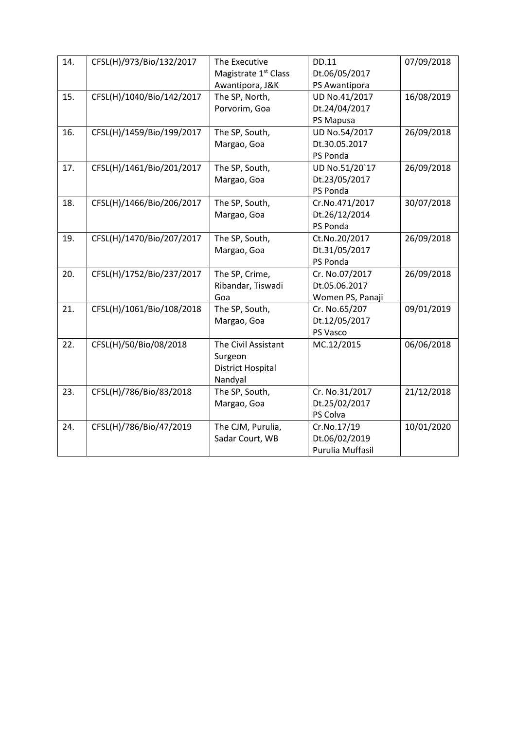| | | | | |
|---|---|---|---|---|
| 14. | CFSL(H)/973/Bio/132/2017 | The Executive Magistrate 1st Class Awantipora, J&K | DD.11 Dt.06/05/2017 PS Awantipora | 07/09/2018 |
| 15. | CFSL(H)/1040/Bio/142/2017 | The SP, North, Porvorim, Goa | UD No.41/2017 Dt.24/04/2017 PS Mapusa | 16/08/2019 |
| 16. | CFSL(H)/1459/Bio/199/2017 | The SP, South, Margao, Goa | UD No.54/2017 Dt.30.05.2017 PS Ponda | 26/09/2018 |
| 17. | CFSL(H)/1461/Bio/201/2017 | The SP, South, Margao, Goa | UD No.51/20`17 Dt.23/05/2017 PS Ponda | 26/09/2018 |
| 18. | CFSL(H)/1466/Bio/206/2017 | The SP, South, Margao, Goa | Cr.No.471/2017 Dt.26/12/2014 PS Ponda | 30/07/2018 |
| 19. | CFSL(H)/1470/Bio/207/2017 | The SP, South, Margao, Goa | Ct.No.20/2017 Dt.31/05/2017 PS Ponda | 26/09/2018 |
| 20. | CFSL(H)/1752/Bio/237/2017 | The SP, Crime, Ribandar, Tiswadi Goa | Cr. No.07/2017 Dt.05.06.2017 Women PS, Panaji | 26/09/2018 |
| 21. | CFSL(H)/1061/Bio/108/2018 | The SP, South, Margao, Goa | Cr. No.65/207 Dt.12/05/2017 PS Vasco | 09/01/2019 |
| 22. | CFSL(H)/50/Bio/08/2018 | The Civil Assistant Surgeon District Hospital Nandyal | MC.12/2015 | 06/06/2018 |
| 23. | CFSL(H)/786/Bio/83/2018 | The SP, South, Margao, Goa | Cr. No.31/2017 Dt.25/02/2017 PS Colva | 21/12/2018 |
| 24. | CFSL(H)/786/Bio/47/2019 | The CJM, Purulia, Sadar Court, WB | Cr.No.17/19 Dt.06/02/2019 Purulia Muffasil | 10/01/2020 |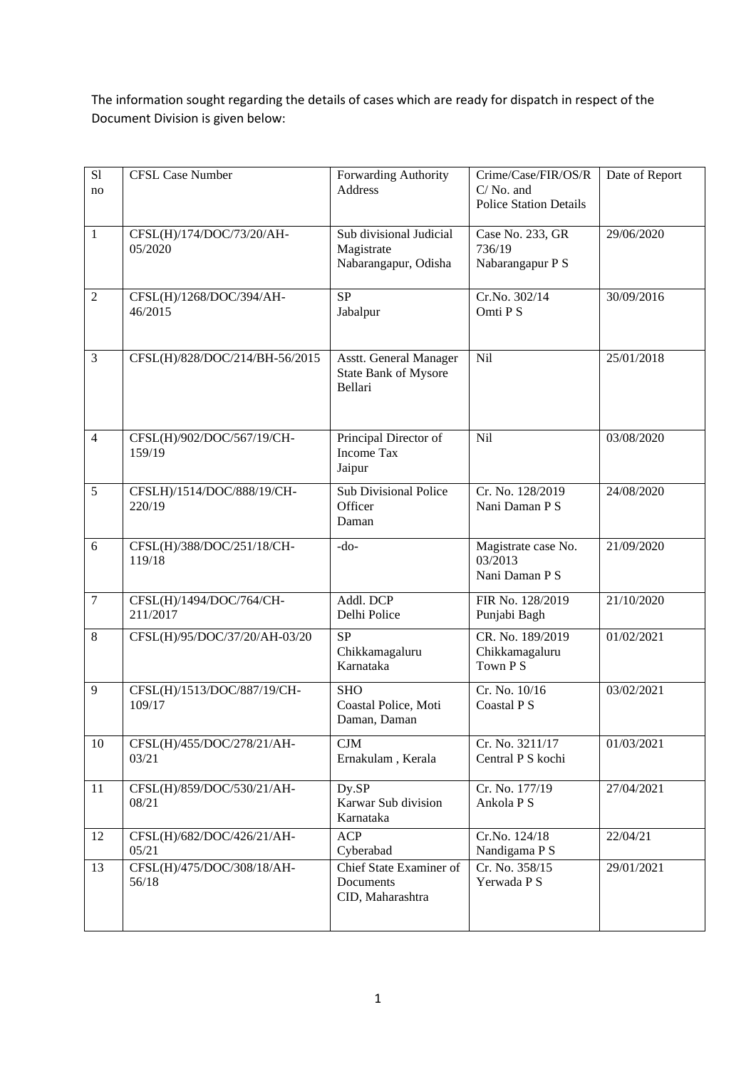The information sought regarding the details of cases which are ready for dispatch in respect of the Document Division is given below:

| Sl no | CFSL Case Number | Forwarding Authority Address | Crime/Case/FIR/OS/RC/ No. and Police Station Details | Date of Report |
|---|---|---|---|---|
| 1 | CFSL(H)/174/DOC/73/20/AH-05/2020 | Sub divisional Judicial Magistrate Nabarangapur, Odisha | Case No. 233, GR 736/19 Nabarangapur P S | 29/06/2020 |
| 2 | CFSL(H)/1268/DOC/394/AH-46/2015 | SP Jabalpur | Cr.No. 302/14 Omti P S | 30/09/2016 |
| 3 | CFSL(H)/828/DOC/214/BH-56/2015 | Asstt. General Manager State Bank of Mysore Bellari | Nil | 25/01/2018 |
| 4 | CFSL(H)/902/DOC/567/19/CH-159/19 | Principal Director of Income Tax Jaipur | Nil | 03/08/2020 |
| 5 | CFSLH)/1514/DOC/888/19/CH-220/19 | Sub Divisional Police Officer Daman | Cr. No. 128/2019 Nani Daman P S | 24/08/2020 |
| 6 | CFSL(H)/388/DOC/251/18/CH-119/18 | -do- | Magistrate case No. 03/2013 Nani Daman P S | 21/09/2020 |
| 7 | CFSL(H)/1494/DOC/764/CH-211/2017 | Addl. DCP Delhi Police | FIR No. 128/2019 Punjabi Bagh | 21/10/2020 |
| 8 | CFSL(H)/95/DOC/37/20/AH-03/20 | SP Chikkamagaluru Karnataka | CR. No. 189/2019 Chikkamagaluru Town P S | 01/02/2021 |
| 9 | CFSL(H)/1513/DOC/887/19/CH-109/17 | SHO Coastal Police, Moti Daman, Daman | Cr. No. 10/16 Coastal P S | 03/02/2021 |
| 10 | CFSL(H)/455/DOC/278/21/AH-03/21 | CJM Ernakulam , Kerala | Cr. No. 3211/17 Central P S kochi | 01/03/2021 |
| 11 | CFSL(H)/859/DOC/530/21/AH-08/21 | Dy.SP Karwar Sub division Karnataka | Cr. No. 177/19 Ankola P S | 27/04/2021 |
| 12 | CFSL(H)/682/DOC/426/21/AH-05/21 | ACP Cyberabad | Cr.No. 124/18 Nandigama P S | 22/04/21 |
| 13 | CFSL(H)/475/DOC/308/18/AH-56/18 | Chief State Examiner of Documents CID, Maharashtra | Cr. No. 358/15 Yerwada P S | 29/01/2021 |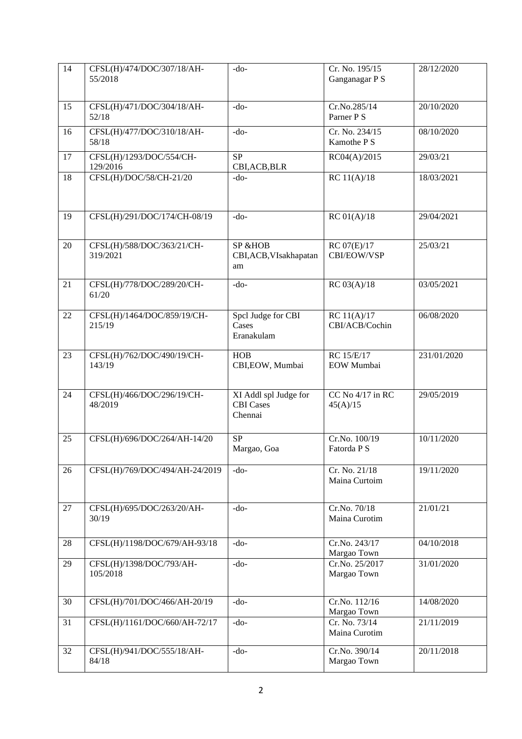| | | | | |
|---|---|---|---|---|
| 14 | CFSL(H)/474/DOC/307/18/AH-55/2018 | -do- | Cr. No. 195/15 Ganganagar P S | 28/12/2020 |
| 15 | CFSL(H)/471/DOC/304/18/AH-52/18 | -do- | Cr.No.285/14 Parner P S | 20/10/2020 |
| 16 | CFSL(H)/477/DOC/310/18/AH-58/18 | -do- | Cr. No. 234/15 Kamothe P S | 08/10/2020 |
| 17 | CFSL(H)/1293/DOC/554/CH-129/2016 | SP CBI,ACB,BLR | RC04(A)/2015 | 29/03/21 |
| 18 | CFSL(H)/DOC/58/CH-21/20 | -do- | RC 11(A)/18 | 18/03/2021 |
| 19 | CFSL(H)/291/DOC/174/CH-08/19 | -do- | RC 01(A)/18 | 29/04/2021 |
| 20 | CFSL(H)/588/DOC/363/21/CH-319/2021 | SP &HOB CBI,ACB,VIsakhapatanam | RC 07(E)/17 CBI/EOW/VSP | 25/03/21 |
| 21 | CFSL(H)/778/DOC/289/20/CH-61/20 | -do- | RC 03(A)/18 | 03/05/2021 |
| 22 | CFSL(H)/1464/DOC/859/19/CH-215/19 | Spcl Judge for CBI Cases Eranakulam | RC 11(A)/17 CBI/ACB/Cochin | 06/08/2020 |
| 23 | CFSL(H)/762/DOC/490/19/CH-143/19 | HOB CBI,EOW, Mumbai | RC 15/E/17 EOW Mumbai | 231/01/2020 |
| 24 | CFSL(H)/466/DOC/296/19/CH-48/2019 | XI Addl spl Judge for CBI Cases Chennai | CC No 4/17 in RC 45(A)/15 | 29/05/2019 |
| 25 | CFSL(H)/696/DOC/264/AH-14/20 | SP Margao, Goa | Cr.No. 100/19 Fatorda P S | 10/11/2020 |
| 26 | CFSL(H)/769/DOC/494/AH-24/2019 | -do- | Cr. No. 21/18 Maina Curtoim | 19/11/2020 |
| 27 | CFSL(H)/695/DOC/263/20/AH-30/19 | -do- | Cr.No. 70/18 Maina Curotim | 21/01/21 |
| 28 | CFSL(H)/1198/DOC/679/AH-93/18 | -do- | Cr.No. 243/17 Margao Town | 04/10/2018 |
| 29 | CFSL(H)/1398/DOC/793/AH-105/2018 | -do- | Cr.No. 25/2017 Margao Town | 31/01/2020 |
| 30 | CFSL(H)/701/DOC/466/AH-20/19 | -do- | Cr.No. 112/16 Margao Town | 14/08/2020 |
| 31 | CFSL(H)/1161/DOC/660/AH-72/17 | -do- | Cr. No. 73/14 Maina Curotim | 21/11/2019 |
| 32 | CFSL(H)/941/DOC/555/18/AH-84/18 | -do- | Cr.No. 390/14 Margao Town | 20/11/2018 |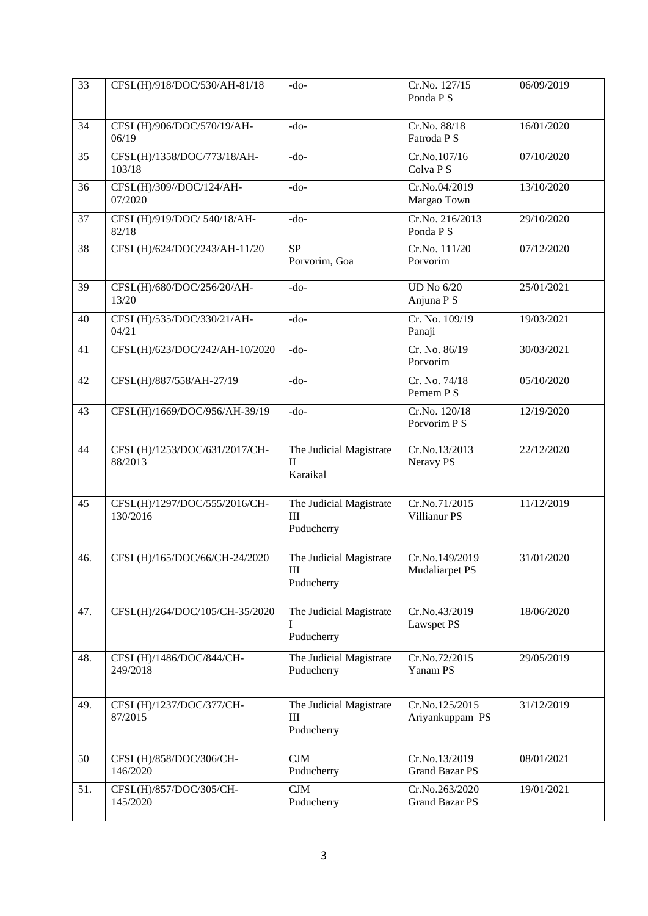| | | | | |
|---|---|---|---|---|
| 33 | CFSL(H)/918/DOC/530/AH-81/18 | -do- | Cr.No. 127/15 Ponda P S | 06/09/2019 |
| 34 | CFSL(H)/906/DOC/570/19/AH-06/19 | -do- | Cr.No. 88/18 Fatroda P S | 16/01/2020 |
| 35 | CFSL(H)/1358/DOC/773/18/AH-103/18 | -do- | Cr.No.107/16 Colva P S | 07/10/2020 |
| 36 | CFSL(H)/309//DOC/124/AH-07/2020 | -do- | Cr.No.04/2019 Margao Town | 13/10/2020 |
| 37 | CFSL(H)/919/DOC/ 540/18/AH-82/18 | -do- | Cr.No. 216/2013 Ponda P S | 29/10/2020 |
| 38 | CFSL(H)/624/DOC/243/AH-11/20 | SP Porvorim, Goa | Cr.No. 111/20 Porvorim | 07/12/2020 |
| 39 | CFSL(H)/680/DOC/256/20/AH-13/20 | -do- | UD No 6/20 Anjuna P S | 25/01/2021 |
| 40 | CFSL(H)/535/DOC/330/21/AH-04/21 | -do- | Cr. No. 109/19 Panaji | 19/03/2021 |
| 41 | CFSL(H)/623/DOC/242/AH-10/2020 | -do- | Cr. No. 86/19 Porvorim | 30/03/2021 |
| 42 | CFSL(H)/887/558/AH-27/19 | -do- | Cr. No. 74/18 Pernem P S | 05/10/2020 |
| 43 | CFSL(H)/1669/DOC/956/AH-39/19 | -do- | Cr.No. 120/18 Porvorim P S | 12/19/2020 |
| 44 | CFSL(H)/1253/DOC/631/2017/CH-88/2013 | The Judicial Magistrate II Karaikal | Cr.No.13/2013 Neravy PS | 22/12/2020 |
| 45 | CFSL(H)/1297/DOC/555/2016/CH-130/2016 | The Judicial Magistrate III Puducherry | Cr.No.71/2015 Villianur PS | 11/12/2019 |
| 46. | CFSL(H)/165/DOC/66/CH-24/2020 | The Judicial Magistrate III Puducherry | Cr.No.149/2019 Mudaliarpet PS | 31/01/2020 |
| 47. | CFSL(H)/264/DOC/105/CH-35/2020 | The Judicial Magistrate I Puducherry | Cr.No.43/2019 Lawspet PS | 18/06/2020 |
| 48. | CFSL(H)/1486/DOC/844/CH-249/2018 | The Judicial Magistrate Puducherry | Cr.No.72/2015 Yanam PS | 29/05/2019 |
| 49. | CFSL(H)/1237/DOC/377/CH-87/2015 | The Judicial Magistrate III Puducherry | Cr.No.125/2015 Ariyankuppam PS | 31/12/2019 |
| 50 | CFSL(H)/858/DOC/306/CH-146/2020 | CJM Puducherry | Cr.No.13/2019 Grand Bazar PS | 08/01/2021 |
| 51. | CFSL(H)/857/DOC/305/CH-145/2020 | CJM Puducherry | Cr.No.263/2020 Grand Bazar PS | 19/01/2021 |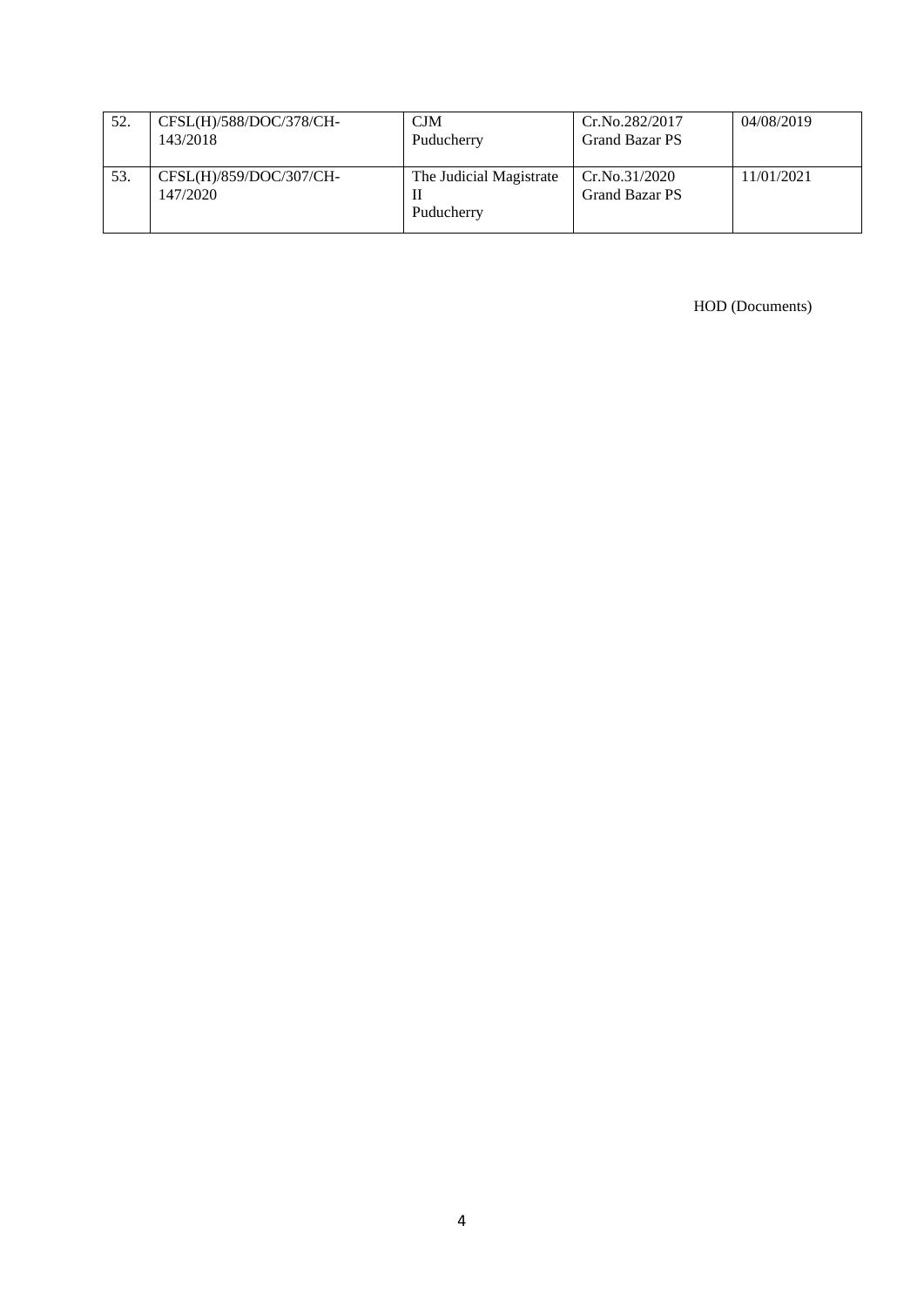| | | | | |
|---|---|---|---|---|
| 52. | CFSL(H)/588/DOC/378/CH-143/2018 | CJM Puducherry | Cr.No.282/2017 Grand Bazar PS | 04/08/2019 |
| 53. | CFSL(H)/859/DOC/307/CH-147/2020 | The Judicial Magistrate II Puducherry | Cr.No.31/2020 Grand Bazar PS | 11/01/2021 |

HOD (Documents)